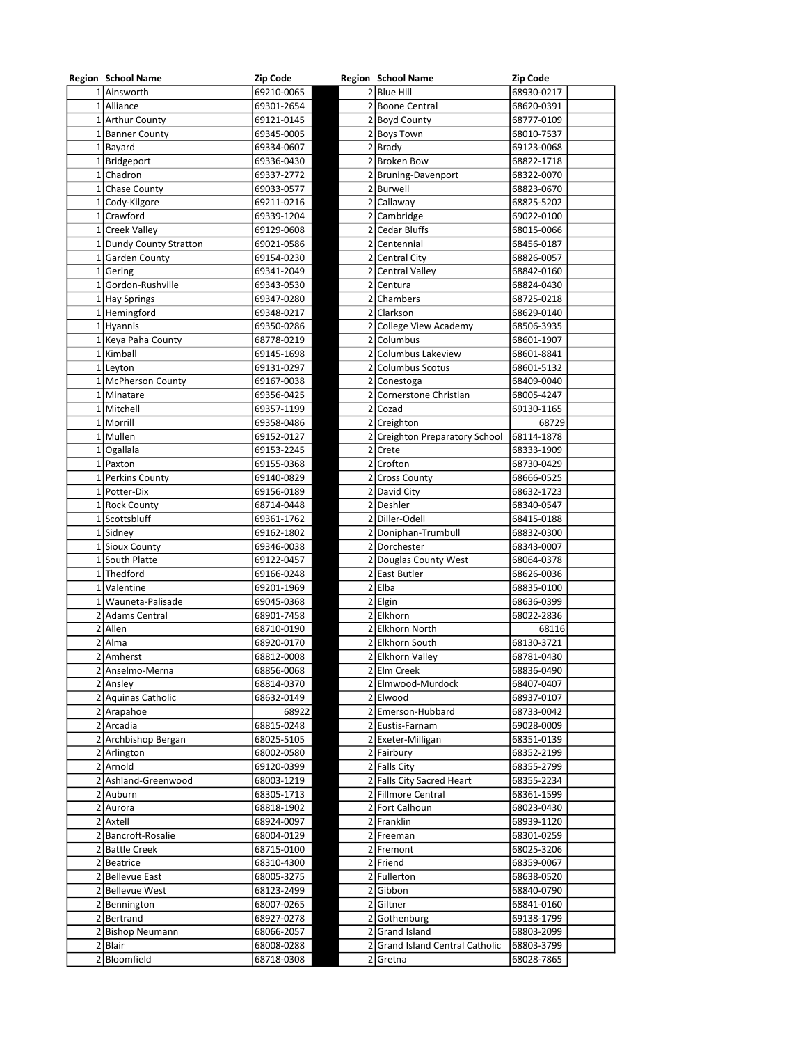| Region | School Name | Zip Code | | Region | School Name | Zip Code |
|---|---|---|---|---|---|---|
| 1 | Ainsworth | 69210-0065 | | 2 | Blue Hill | 68930-0217 |
| 1 | Alliance | 69301-2654 | | 2 | Boone Central | 68620-0391 |
| 1 | Arthur County | 69121-0145 | | 2 | Boyd County | 68777-0109 |
| 1 | Banner County | 69345-0005 | | 2 | Boys Town | 68010-7537 |
| 1 | Bayard | 69334-0607 | | 2 | Brady | 69123-0068 |
| 1 | Bridgeport | 69336-0430 | | 2 | Broken Bow | 68822-1718 |
| 1 | Chadron | 69337-2772 | | 2 | Bruning-Davenport | 68322-0070 |
| 1 | Chase County | 69033-0577 | | 2 | Burwell | 68823-0670 |
| 1 | Cody-Kilgore | 69211-0216 | | 2 | Callaway | 68825-5202 |
| 1 | Crawford | 69339-1204 | | 2 | Cambridge | 69022-0100 |
| 1 | Creek Valley | 69129-0608 | | 2 | Cedar Bluffs | 68015-0066 |
| 1 | Dundy County Stratton | 69021-0586 | | 2 | Centennial | 68456-0187 |
| 1 | Garden County | 69154-0230 | | 2 | Central City | 68826-0057 |
| 1 | Gering | 69341-2049 | | 2 | Central Valley | 68842-0160 |
| 1 | Gordon-Rushville | 69343-0530 | | 2 | Centura | 68824-0430 |
| 1 | Hay Springs | 69347-0280 | | 2 | Chambers | 68725-0218 |
| 1 | Hemingford | 69348-0217 | | 2 | Clarkson | 68629-0140 |
| 1 | Hyannis | 69350-0286 | | 2 | College View Academy | 68506-3935 |
| 1 | Keya Paha County | 68778-0219 | | 2 | Columbus | 68601-1907 |
| 1 | Kimball | 69145-1698 | | 2 | Columbus Lakeview | 68601-8841 |
| 1 | Leyton | 69131-0297 | | 2 | Columbus Scotus | 68601-5132 |
| 1 | McPherson County | 69167-0038 | | 2 | Conestoga | 68409-0040 |
| 1 | Minatare | 69356-0425 | | 2 | Cornerstone Christian | 68005-4247 |
| 1 | Mitchell | 69357-1199 | | 2 | Cozad | 69130-1165 |
| 1 | Morrill | 69358-0486 | | 2 | Creighton | 68729 |
| 1 | Mullen | 69152-0127 | | 2 | Creighton Preparatory School | 68114-1878 |
| 1 | Ogallala | 69153-2245 | | 2 | Crete | 68333-1909 |
| 1 | Paxton | 69155-0368 | | 2 | Crofton | 68730-0429 |
| 1 | Perkins County | 69140-0829 | | 2 | Cross County | 68666-0525 |
| 1 | Potter-Dix | 69156-0189 | | 2 | David City | 68632-1723 |
| 1 | Rock County | 68714-0448 | | 2 | Deshler | 68340-0547 |
| 1 | Scottsbluff | 69361-1762 | | 2 | Diller-Odell | 68415-0188 |
| 1 | Sidney | 69162-1802 | | 2 | Doniphan-Trumbull | 68832-0300 |
| 1 | Sioux County | 69346-0038 | | 2 | Dorchester | 68343-0007 |
| 1 | South Platte | 69122-0457 | | 2 | Douglas County West | 68064-0378 |
| 1 | Thedford | 69166-0248 | | 2 | East Butler | 68626-0036 |
| 1 | Valentine | 69201-1969 | | 2 | Elba | 68835-0100 |
| 1 | Wauneta-Palisade | 69045-0368 | | 2 | Elgin | 68636-0399 |
| 2 | Adams Central | 68901-7458 | | 2 | Elkhorn | 68022-2836 |
| 2 | Allen | 68710-0190 | | 2 | Elkhorn North | 68116 |
| 2 | Alma | 68920-0170 | | 2 | Elkhorn South | 68130-3721 |
| 2 | Amherst | 68812-0008 | | 2 | Elkhorn Valley | 68781-0430 |
| 2 | Anselmo-Merna | 68856-0068 | | 2 | Elm Creek | 68836-0490 |
| 2 | Ansley | 68814-0370 | | 2 | Elmwood-Murdock | 68407-0407 |
| 2 | Aquinas Catholic | 68632-0149 | | 2 | Elwood | 68937-0107 |
| 2 | Arapahoe | 68922 | | 2 | Emerson-Hubbard | 68733-0042 |
| 2 | Arcadia | 68815-0248 | | 2 | Eustis-Farnam | 69028-0009 |
| 2 | Archbishop Bergan | 68025-5105 | | 2 | Exeter-Milligan | 68351-0139 |
| 2 | Arlington | 68002-0580 | | 2 | Fairbury | 68352-2199 |
| 2 | Arnold | 69120-0399 | | 2 | Falls City | 68355-2799 |
| 2 | Ashland-Greenwood | 68003-1219 | | 2 | Falls City Sacred Heart | 68355-2234 |
| 2 | Auburn | 68305-1713 | | 2 | Fillmore Central | 68361-1599 |
| 2 | Aurora | 68818-1902 | | 2 | Fort Calhoun | 68023-0430 |
| 2 | Axtell | 68924-0097 | | 2 | Franklin | 68939-1120 |
| 2 | Bancroft-Rosalie | 68004-0129 | | 2 | Freeman | 68301-0259 |
| 2 | Battle Creek | 68715-0100 | | 2 | Fremont | 68025-3206 |
| 2 | Beatrice | 68310-4300 | | 2 | Friend | 68359-0067 |
| 2 | Bellevue East | 68005-3275 | | 2 | Fullerton | 68638-0520 |
| 2 | Bellevue West | 68123-2499 | | 2 | Gibbon | 68840-0790 |
| 2 | Bennington | 68007-0265 | | 2 | Giltner | 68841-0160 |
| 2 | Bertrand | 68927-0278 | | 2 | Gothenburg | 69138-1799 |
| 2 | Bishop Neumann | 68066-2057 | | 2 | Grand Island | 68803-2099 |
| 2 | Blair | 68008-0288 | | 2 | Grand Island Central Catholic | 68803-3799 |
| 2 | Bloomfield | 68718-0308 | | 2 | Gretna | 68028-7865 |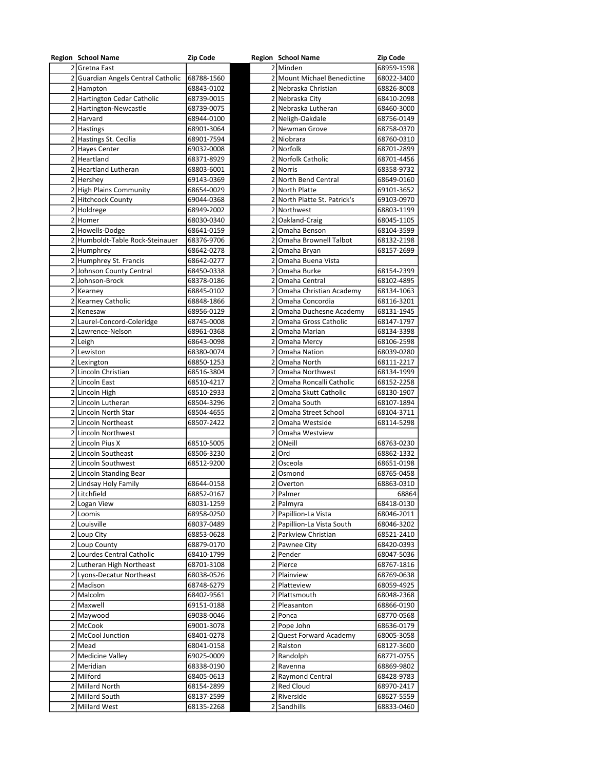| Region | School Name | Zip Code |
|---|---|---|
| 2 | Gretna East | |
| 2 | Guardian Angels Central Catholic | 68788-1560 |
| 2 | Hampton | 68843-0102 |
| 2 | Hartington Cedar Catholic | 68739-0015 |
| 2 | Hartington-Newcastle | 68739-0075 |
| 2 | Harvard | 68944-0100 |
| 2 | Hastings | 68901-3064 |
| 2 | Hastings St. Cecilia | 68901-7594 |
| 2 | Hayes Center | 69032-0008 |
| 2 | Heartland | 68371-8929 |
| 2 | Heartland Lutheran | 68803-6001 |
| 2 | Hershey | 69143-0369 |
| 2 | High Plains Community | 68654-0029 |
| 2 | Hitchcock County | 69044-0368 |
| 2 | Holdrege | 68949-2002 |
| 2 | Homer | 68030-0340 |
| 2 | Howells-Dodge | 68641-0159 |
| 2 | Humboldt-Table Rock-Steinauer | 68376-9706 |
| 2 | Humphrey | 68642-0278 |
| 2 | Humphrey St. Francis | 68642-0277 |
| 2 | Johnson County Central | 68450-0338 |
| 2 | Johnson-Brock | 68378-0186 |
| 2 | Kearney | 68845-0102 |
| 2 | Kearney Catholic | 68848-1866 |
| 2 | Kenesaw | 68956-0129 |
| 2 | Laurel-Concord-Coleridge | 68745-0008 |
| 2 | Lawrence-Nelson | 68961-0368 |
| 2 | Leigh | 68643-0098 |
| 2 | Lewiston | 68380-0074 |
| 2 | Lexington | 68850-1253 |
| 2 | Lincoln Christian | 68516-3804 |
| 2 | Lincoln East | 68510-4217 |
| 2 | Lincoln High | 68510-2933 |
| 2 | Lincoln Lutheran | 68504-3296 |
| 2 | Lincoln North Star | 68504-4655 |
| 2 | Lincoln Northeast | 68507-2422 |
| 2 | Lincoln Northwest | |
| 2 | Lincoln Pius X | 68510-5005 |
| 2 | Lincoln Southeast | 68506-3230 |
| 2 | Lincoln Southwest | 68512-9200 |
| 2 | Lincoln Standing Bear | |
| 2 | Lindsay Holy Family | 68644-0158 |
| 2 | Litchfield | 68852-0167 |
| 2 | Logan View | 68031-1259 |
| 2 | Loomis | 68958-0250 |
| 2 | Louisville | 68037-0489 |
| 2 | Loup City | 68853-0628 |
| 2 | Loup County | 68879-0170 |
| 2 | Lourdes Central Catholic | 68410-1799 |
| 2 | Lutheran High Northeast | 68701-3108 |
| 2 | Lyons-Decatur Northeast | 68038-0526 |
| 2 | Madison | 68748-6279 |
| 2 | Malcolm | 68402-9561 |
| 2 | Maxwell | 69151-0188 |
| 2 | Maywood | 69038-0046 |
| 2 | McCook | 69001-3078 |
| 2 | McCool Junction | 68401-0278 |
| 2 | Mead | 68041-0158 |
| 2 | Medicine Valley | 69025-0009 |
| 2 | Meridian | 68338-0190 |
| 2 | Milford | 68405-0613 |
| 2 | Millard North | 68154-2899 |
| 2 | Millard South | 68137-2599 |
| 2 | Millard West | 68135-2268 |
| 2 | Minden | 68959-1598 |
| 2 | Mount Michael Benedictine | 68022-3400 |
| 2 | Nebraska Christian | 68826-8008 |
| 2 | Nebraska City | 68410-2098 |
| 2 | Nebraska Lutheran | 68460-3000 |
| 2 | Neligh-Oakdale | 68756-0149 |
| 2 | Newman Grove | 68758-0370 |
| 2 | Niobrara | 68760-0310 |
| 2 | Norfolk | 68701-2899 |
| 2 | Norfolk Catholic | 68701-4456 |
| 2 | Norris | 68358-9732 |
| 2 | North Bend Central | 68649-0160 |
| 2 | North Platte | 69101-3652 |
| 2 | North Platte St. Patrick's | 69103-0970 |
| 2 | Northwest | 68803-1199 |
| 2 | Oakland-Craig | 68045-1105 |
| 2 | Omaha Benson | 68104-3599 |
| 2 | Omaha Brownell Talbot | 68132-2198 |
| 2 | Omaha Bryan | 68157-2699 |
| 2 | Omaha Buena Vista | |
| 2 | Omaha Burke | 68154-2399 |
| 2 | Omaha Central | 68102-4895 |
| 2 | Omaha Christian Academy | 68134-1063 |
| 2 | Omaha Concordia | 68116-3201 |
| 2 | Omaha Duchesne Academy | 68131-1945 |
| 2 | Omaha Gross Catholic | 68147-1797 |
| 2 | Omaha Marian | 68134-3398 |
| 2 | Omaha Mercy | 68106-2598 |
| 2 | Omaha Nation | 68039-0280 |
| 2 | Omaha North | 68111-2217 |
| 2 | Omaha Northwest | 68134-1999 |
| 2 | Omaha Roncalli Catholic | 68152-2258 |
| 2 | Omaha Skutt Catholic | 68130-1907 |
| 2 | Omaha South | 68107-1894 |
| 2 | Omaha Street School | 68104-3711 |
| 2 | Omaha Westside | 68114-5298 |
| 2 | Omaha Westview | |
| 2 | ONeill | 68763-0230 |
| 2 | Ord | 68862-1332 |
| 2 | Osceola | 68651-0198 |
| 2 | Osmond | 68765-0458 |
| 2 | Overton | 68863-0310 |
| 2 | Palmer | 68864 |
| 2 | Palmyra | 68418-0130 |
| 2 | Papillion-La Vista | 68046-2011 |
| 2 | Papillion-La Vista South | 68046-3202 |
| 2 | Parkview Christian | 68521-2410 |
| 2 | Pawnee City | 68420-0393 |
| 2 | Pender | 68047-5036 |
| 2 | Pierce | 68767-1816 |
| 2 | Plainview | 68769-0638 |
| 2 | Platteview | 68059-4925 |
| 2 | Plattsmouth | 68048-2368 |
| 2 | Pleasanton | 68866-0190 |
| 2 | Ponca | 68770-0568 |
| 2 | Pope John | 68636-0179 |
| 2 | Quest Forward Academy | 68005-3058 |
| 2 | Ralston | 68127-3600 |
| 2 | Randolph | 68771-0755 |
| 2 | Ravenna | 68869-9802 |
| 2 | Raymond Central | 68428-9783 |
| 2 | Red Cloud | 68970-2417 |
| 2 | Riverside | 68627-5559 |
| 2 | Sandhills | 68833-0460 |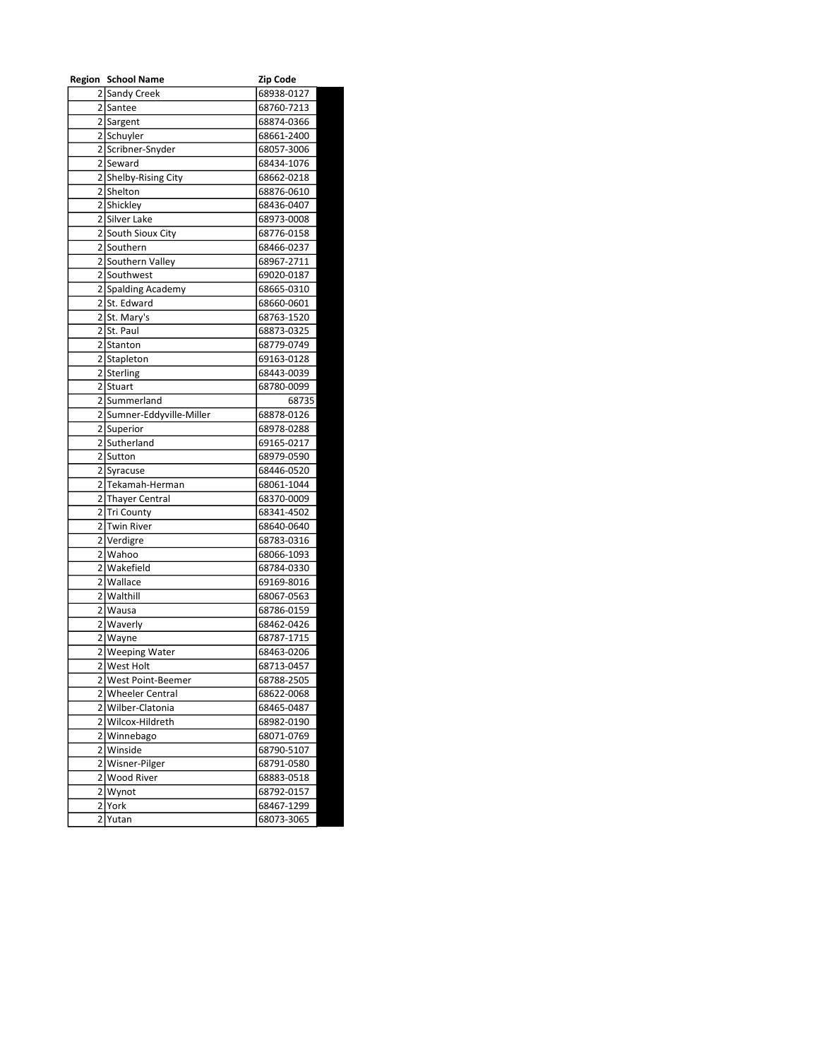| Region | School Name | Zip Code |
| --- | --- | --- |
| 2 | Sandy Creek | 68938-0127 |
| 2 | Santee | 68760-7213 |
| 2 | Sargent | 68874-0366 |
| 2 | Schuyler | 68661-2400 |
| 2 | Scribner-Snyder | 68057-3006 |
| 2 | Seward | 68434-1076 |
| 2 | Shelby-Rising City | 68662-0218 |
| 2 | Shelton | 68876-0610 |
| 2 | Shickley | 68436-0407 |
| 2 | Silver Lake | 68973-0008 |
| 2 | South Sioux City | 68776-0158 |
| 2 | Southern | 68466-0237 |
| 2 | Southern Valley | 68967-2711 |
| 2 | Southwest | 69020-0187 |
| 2 | Spalding Academy | 68665-0310 |
| 2 | St. Edward | 68660-0601 |
| 2 | St. Mary's | 68763-1520 |
| 2 | St. Paul | 68873-0325 |
| 2 | Stanton | 68779-0749 |
| 2 | Stapleton | 69163-0128 |
| 2 | Sterling | 68443-0039 |
| 2 | Stuart | 68780-0099 |
| 2 | Summerland | 68735 |
| 2 | Sumner-Eddyville-Miller | 68878-0126 |
| 2 | Superior | 68978-0288 |
| 2 | Sutherland | 69165-0217 |
| 2 | Sutton | 68979-0590 |
| 2 | Syracuse | 68446-0520 |
| 2 | Tekamah-Herman | 68061-1044 |
| 2 | Thayer Central | 68370-0009 |
| 2 | Tri County | 68341-4502 |
| 2 | Twin River | 68640-0640 |
| 2 | Verdigre | 68783-0316 |
| 2 | Wahoo | 68066-1093 |
| 2 | Wakefield | 68784-0330 |
| 2 | Wallace | 69169-8016 |
| 2 | Walthill | 68067-0563 |
| 2 | Wausa | 68786-0159 |
| 2 | Waverly | 68462-0426 |
| 2 | Wayne | 68787-1715 |
| 2 | Weeping Water | 68463-0206 |
| 2 | West Holt | 68713-0457 |
| 2 | West Point-Beemer | 68788-2505 |
| 2 | Wheeler Central | 68622-0068 |
| 2 | Wilber-Clatonia | 68465-0487 |
| 2 | Wilcox-Hildreth | 68982-0190 |
| 2 | Winnebago | 68071-0769 |
| 2 | Winside | 68790-5107 |
| 2 | Wisner-Pilger | 68791-0580 |
| 2 | Wood River | 68883-0518 |
| 2 | Wynot | 68792-0157 |
| 2 | York | 68467-1299 |
| 2 | Yutan | 68073-3065 |